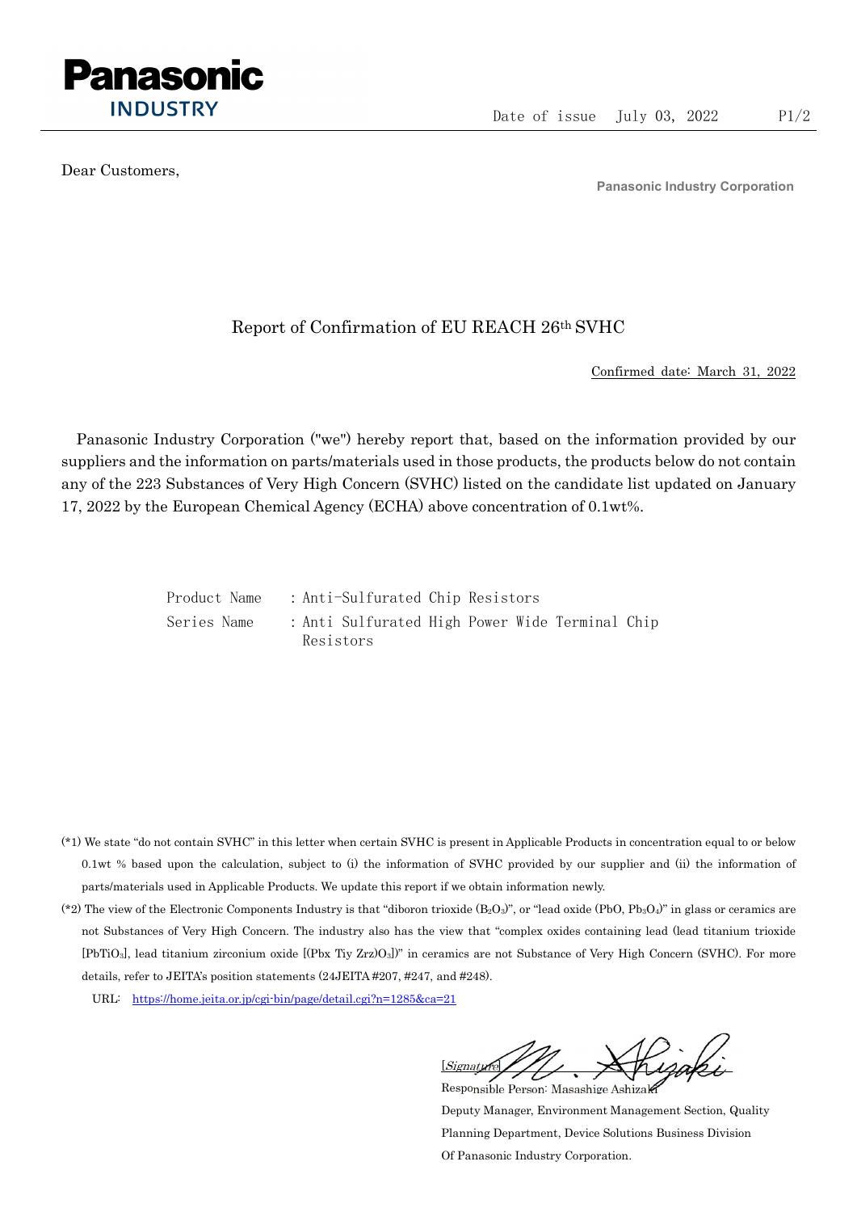**Panasonic**
**INDUSTRY**

Date of issue July 03, 2022

Dear Customers,

**Panasonic Industry Corporation**

# Report of Confirmation of EU REACH 26th SVHC

Confirmed date: March 31, 2022

Panasonic Industry Corporation ("we") hereby report that, based on the information provided by our suppliers and the information on parts/materials used in those products, the products below do not contain any of the 223 Substances of Very High Concern (SVHC) listed on the candidate list updated on January 17, 2022 by the European Chemical Agency (ECHA) above concentration of 0.1wt%.

Product Name : Anti-Sulfurated Chip Resistors
Series Name : Anti Sulfurated High Power Wide Terminal Chip Resistors

(*1) We state "do not contain SVHC" in this letter when certain SVHC is present in Applicable Products in concentration equal to or below 0.1wt % based upon the calculation, subject to (i) the information of SVHC provided by our supplier and (ii) the information of parts/materials used in Applicable Products. We update this report if we obtain information newly.

(*2) The view of the Electronic Components Industry is that "diboron trioxide ($B_2O_3$)", or "lead oxide ($PbO$, $Pb_3O_4$)" in glass or ceramics are not Substances of Very High Concern. The industry also has the view that "complex oxides containing lead (lead titanium trioxide [$PbTiO_3$], lead titanium zirconium oxide [($Pb_x\ Ti_y\ Zr_z$)$O_3$])" in ceramics are not Substance of Very High Concern (SVHC). For more details, refer to JEITA's position statements (24JEITA #207, #247, and #248).

URL: https://home.jeita.or.jp/cgi-bin/page/detail.cgi?n=1285&ca=21

[Signature]
Responsible Person: Masashige Ashizaki
Deputy Manager, Environment Management Section, Quality Planning Department, Device Solutions Business Division
Of Panasonic Industry Corporation.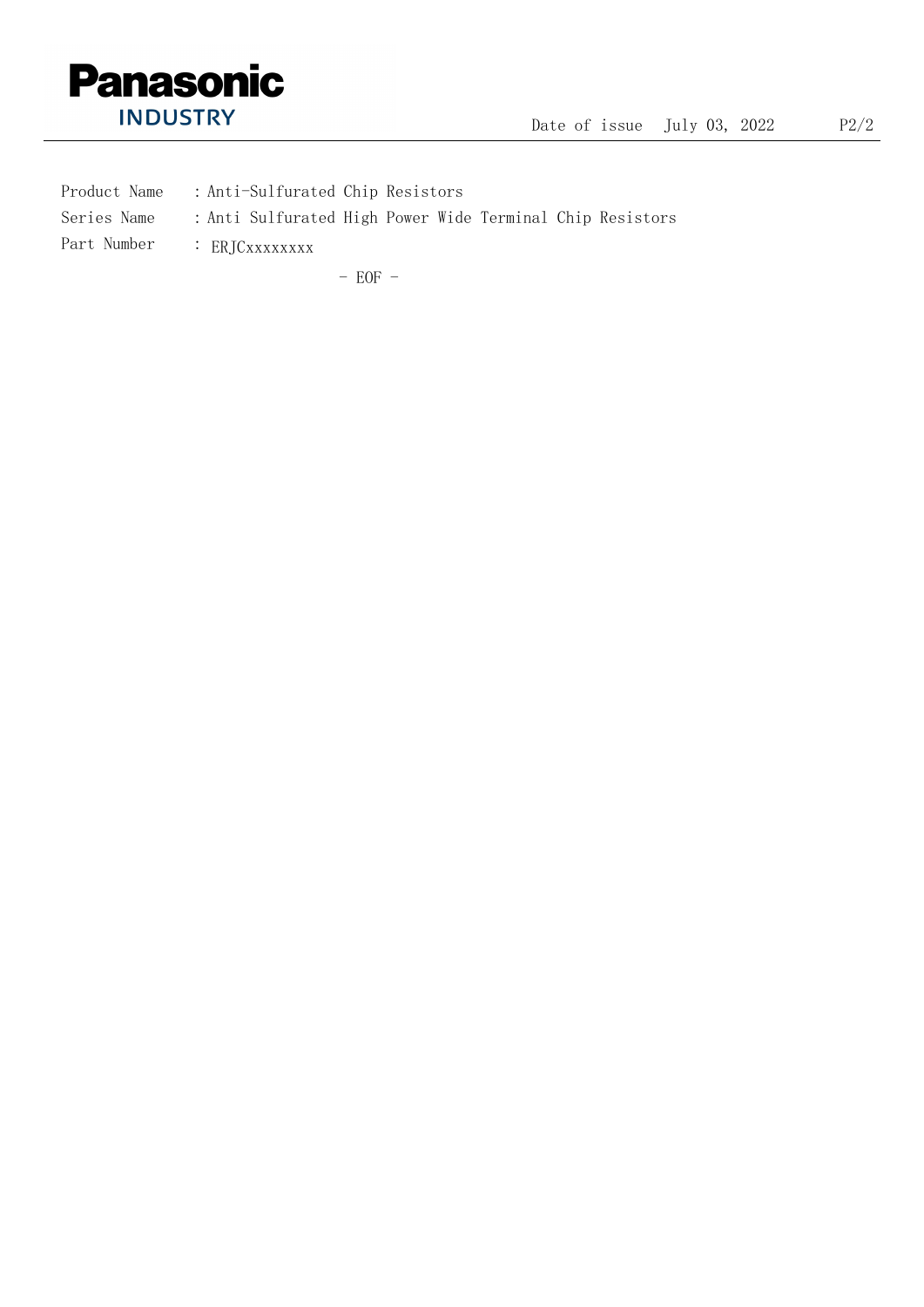Product Name : Anti-Sulfurated Chip Resistors

Series Name : Anti Sulfurated High Power Wide Terminal Chip Resistors

Part Number : ERJCxxxxxxxx

- EOF -